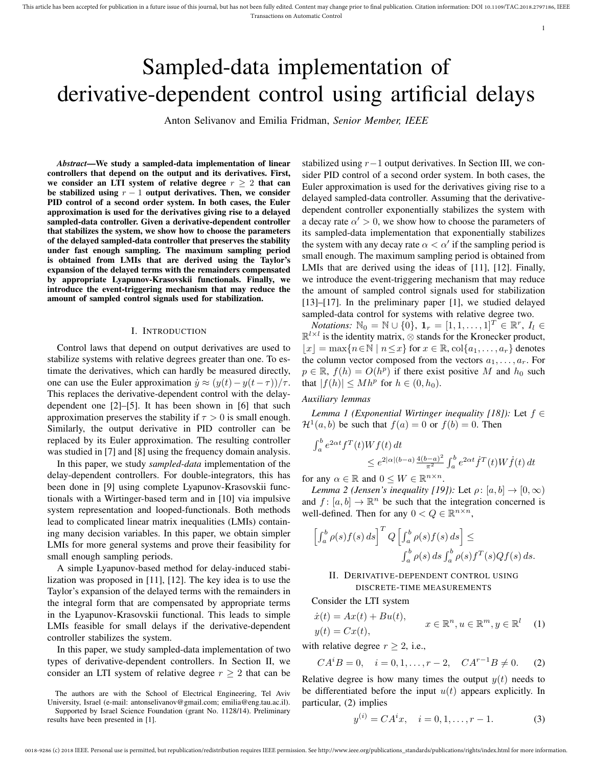# Sampled-data implementation of derivative-dependent control using artificial delays

Anton Selivanov and Emilia Fridman, *Senior Member, IEEE*

***Abstract*—We study a sampled-data implementation of linear controllers that depend on the output and its derivatives. First, we consider an LTI system of relative degree $r \geq 2$ that can be stabilized using $r-1$ output derivatives. Then, we consider PID control of a second order system. In both cases, the Euler approximation is used for the derivatives giving rise to a delayed sampled-data controller. Given a derivative-dependent controller that stabilizes the system, we show how to choose the parameters of the delayed sampled-data controller that preserves the stability under fast enough sampling. The maximum sampling period is obtained from LMIs that are derived using the Taylor's expansion of the delayed terms with the remainders compensated by appropriate Lyapunov-Krasovskii functionals. Finally, we introduce the event-triggering mechanism that may reduce the amount of sampled control signals used for stabilization.**

## I. Introduction

Control laws that depend on output derivatives are used to stabilize systems with relative degrees greater than one. To estimate the derivatives, which can hardly be measured directly, one can use the Euler approximation $\dot{y} \approx (y(t) - y(t-\tau))/\tau$. This replaces the derivative-dependent control with the delay-dependent one [2]–[5]. It has been shown in [6] that such approximation preserves the stability if $\tau > 0$ is small enough. Similarly, the output derivative in PID controller can be replaced by its Euler approximation. The resulting controller was studied in [7] and [8] using the frequency domain analysis.

In this paper, we study *sampled-data* implementation of the delay-dependent controllers. For double-integrators, this has been done in [9] using complete Lyapunov-Krasovskii functionals with a Wirtinger-based term and in [10] via impulsive system representation and looped-functionals. Both methods lead to complicated linear matrix inequalities (LMIs) containing many decision variables. In this paper, we obtain simpler LMIs for more general systems and prove their feasibility for small enough sampling periods.

A simple Lyapunov-based method for delay-induced stabilization was proposed in [11], [12]. The key idea is to use the Taylor's expansion of the delayed terms with the remainders in the integral form that are compensated by appropriate terms in the Lyapunov-Krasovskii functional. This leads to simple LMIs feasible for small delays if the derivative-dependent controller stabilizes the system.

In this paper, we study sampled-data implementation of two types of derivative-dependent controllers. In Section II, we consider an LTI system of relative degree $r \geq 2$ that can be stabilized using $r-1$ output derivatives. In Section III, we consider PID control of a second order system. In both cases, the Euler approximation is used for the derivatives giving rise to a delayed sampled-data controller. Assuming that the derivative-dependent controller exponentially stabilizes the system with a decay rate $\alpha' > 0$, we show how to choose the parameters of its sampled-data implementation that exponentially stabilizes the system with any decay rate $\alpha < \alpha'$ if the sampling period is small enough. The maximum sampling period is obtained from LMIs that are derived using the ideas of [11], [12]. Finally, we introduce the event-triggering mechanism that may reduce the amount of sampled control signals used for stabilization [13]–[17]. In the preliminary paper [1], we studied delayed sampled-data control for systems with relative degree two.

*Notations:* $\mathbb{N}_0 = \mathbb{N} \cup \{0\}$, $\mathbf{1}_r = [1, 1, \ldots, 1]^T \in \mathbb{R}^r$, $I_l \in \mathbb{R}^{l\times l}$ is the identity matrix, $\otimes$ stands for the Kronecker product, $\lfloor x \rfloor = \max\{n \in \mathbb{N} \mid n \leq x\}$ for $x \in \mathbb{R}$, $\operatorname{col}\{a_1, \ldots, a_r\}$ denotes the column vector composed from the vectors $a_1, \ldots, a_r$. For $p \in \mathbb{R}$, $f(h) = O(h^p)$ if there exist positive $M$ and $h_0$ such that $|f(h)| \leq Mh^p$ for $h \in (0, h_0)$.

*Auxiliary lemmas*

*Lemma 1 (Exponential Wirtinger inequality [18]):* Let $f \in \mathcal{H}^1(a,b)$ be such that $f(a) = 0$ or $f(b) = 0$. Then

$$\int_a^b e^{2\alpha t} f^T(t) W f(t)\, dt \leq e^{2|\alpha|(b-a)} \frac{4(b-a)^2}{\pi^2} \int_a^b e^{2\alpha t} \dot{f}^T(t) W \dot{f}(t)\, dt$$

for any $\alpha \in \mathbb{R}$ and $0 \leq W \in \mathbb{R}^{n\times n}$.

*Lemma 2 (Jensen's inequality [19]):* Let $\rho\colon [a,b] \to [0,\infty)$ and $f\colon [a,b] \to \mathbb{R}^n$ be such that the integration concerned is well-defined. Then for any $0 < Q \in \mathbb{R}^{n\times n}$,

$$\left[\int_a^b \rho(s) f(s)\, ds\right]^T Q \left[\int_a^b \rho(s) f(s)\, ds\right] \leq \int_a^b \rho(s)\, ds \int_a^b \rho(s) f^T(s) Q f(s)\, ds.$$

## II. Derivative-dependent control using discrete-time measurements

Consider the LTI system

$$\begin{aligned} \dot{x}(t) &= Ax(t) + Bu(t), \\ y(t) &= Cx(t), \end{aligned} \qquad x \in \mathbb{R}^n, u \in \mathbb{R}^m, y \in \mathbb{R}^l \tag{1}$$

with relative degree $r \geq 2$, i.e.,

$$CA^iB = 0, \quad i = 0, 1, \ldots, r-2, \quad CA^{r-1}B \neq 0. \tag{2}$$

Relative degree is how many times the output $y(t)$ needs to be differentiated before the input $u(t)$ appears explicitly. In particular, (2) implies

$$y^{(i)} = CA^i x, \quad i = 0, 1, \ldots, r-1. \tag{3}$$

The authors are with the School of Electrical Engineering, Tel Aviv University, Israel (e-mail: antonselivanov@gmail.com; emilia@eng.tau.ac.il).

Supported by Israel Science Foundation (grant No. 1128/14). Preliminary results have been presented in [1].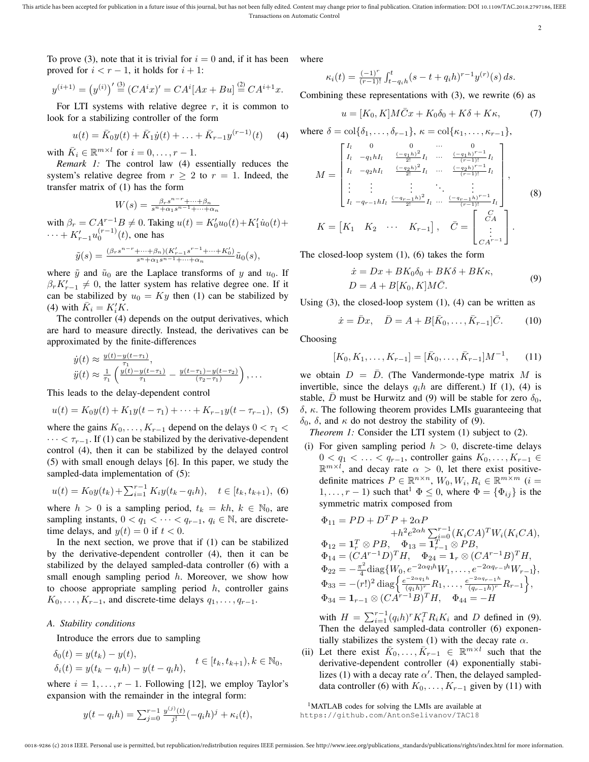To prove (3), note that it is trivial for $i=0$ and, if it has been proved for $i<r-1$, it holds for $i+1$:

$$y^{(i+1)} = \left(y^{(i)}\right)' \overset{(3)}{=} (CA^i x)' = CA^i[Ax+Bu] \overset{(2)}{=} CA^{i+1}x.$$

For LTI systems with relative degree $r$, it is common to look for a stabilizing controller of the form

$$u(t) = \bar{K}_0 y(t) + \bar{K}_1 \dot{y}(t) + \ldots + \bar{K}_{r-1} y^{(r-1)}(t) \qquad (4)$$

with $\bar{K}_i \in \mathbb{R}^{m\times l}$ for $i=0,\ldots,r-1$.

*Remark 1:* The control law (4) essentially reduces the system's relative degree from $r\geq 2$ to $r=1$. Indeed, the transfer matrix of (1) has the form

$$W(s) = \frac{\beta_r s^{n-r} + \cdots + \beta_n}{s^n + \alpha_1 s^{n-1} + \cdots + \alpha_n}$$

with $\beta_r = CA^{r-1}B \neq 0$. Taking $u(t) = K_0' u_0(t) + K_1' \dot{u}_0(t) + \cdots + K_{r-1}' u_0^{(r-1)}(t)$, one has

$$\tilde{y}(s) = \frac{(\beta_r s^{n-r} + \cdots + \beta_n)(K_{r-1}' s^{r-1} + \cdots + K_0')}{s^n + \alpha_1 s^{n-1} + \cdots + \alpha_n} \tilde{u}_0(s),$$

where $\tilde{y}$ and $\tilde{u}_0$ are the Laplace transforms of $y$ and $u_0$. If $\beta_r K_{r-1}' \neq 0$, the latter system has relative degree one. If it can be stabilized by $u_0 = Ky$ then (1) can be stabilized by (4) with $\bar{K}_i = K_i' K$.

The controller (4) depends on the output derivatives, which are hard to measure directly. Instead, the derivatives can be approximated by the finite-differences

$$\begin{aligned}
\dot{y}(t) &\approx \tfrac{y(t)-y(t-\tau_1)}{\tau_1}, \\
\ddot{y}(t) &\approx \tfrac{1}{\tau_1}\left(\tfrac{y(t)-y(t-\tau_1)}{\tau_1} - \tfrac{y(t-\tau_1)-y(t-\tau_2)}{(\tau_2-\tau_1)}\right), \ldots
\end{aligned}$$

This leads to the delay-dependent control

$$u(t) = K_0 y(t) + K_1 y(t-\tau_1) + \cdots + K_{r-1} y(t-\tau_{r-1}), \quad (5)$$

where the gains $K_0,\ldots,K_{r-1}$ depend on the delays $0<\tau_1<\cdots<\tau_{r-1}$. If (1) can be stabilized by the derivative-dependent control (4), then it can be stabilized by the delayed control (5) with small enough delays [6]. In this paper, we study the sampled-data implementation of (5):

$$u(t) = K_0 y(t_k) + \textstyle\sum_{i=1}^{r-1} K_i y(t_k - q_i h), \quad t\in[t_k, t_{k+1}), \ (6)$$

where $h>0$ is a sampling period, $t_k = kh$, $k\in\mathbb{N}_0$, are sampling instants, $0<q_1<\cdots<q_{r-1}$, $q_i\in\mathbb{N}$, are discrete-time delays, and $y(t)=0$ if $t<0$.

In the next section, we prove that if (1) can be stabilized by the derivative-dependent controller (4), then it can be stabilized by the delayed sampled-data controller (6) with a small enough sampling period $h$. Moreover, we show how to choose appropriate sampling period $h$, controller gains $K_0,\ldots,K_{r-1}$, and discrete-time delays $q_1,\ldots,q_{r-1}$.

### A. Stability conditions

Introduce the errors due to sampling

$$\begin{aligned}
\delta_0(t) &= y(t_k) - y(t), \\
\delta_i(t) &= y(t_k - q_i h) - y(t - q_i h),
\end{aligned} \qquad t\in[t_k, t_{k+1}), k\in\mathbb{N}_0,$$

where $i=1,\ldots,r-1$. Following [12], we employ Taylor's expansion with the remainder in the integral form:

$$y(t-q_i h) = \textstyle\sum_{j=0}^{r-1} \frac{y^{(j)}(t)}{j!}(-q_i h)^j + \kappa_i(t),$$

where

$$\kappa_i(t) = \tfrac{(-1)^r}{(r-1)!}\int_{t-q_i h}^{t} (s-t+q_i h)^{r-1} y^{(r)}(s)\,ds.$$

Combining these representations with (3), we rewrite (6) as

$$u = [K_0, K] M \bar{C} x + K_0 \delta_0 + K\delta + K\kappa, \qquad (7)$$

where $\delta = \operatorname{col}\{\delta_1,\ldots,\delta_{r-1}\}$, $\kappa = \operatorname{col}\{\kappa_1,\ldots,\kappa_{r-1}\}$,

$$M = \begin{bmatrix}
I_l & 0 & 0 & \cdots & 0 \\
I_l & -q_1 h I_l & \frac{(-q_1 h)^2}{2!} I_l & \cdots & \frac{(-q_1 h)^{r-1}}{(r-1)!} I_l \\
I_l & -q_2 h I_l & \frac{(-q_2 h)^2}{2!} I_l & \cdots & \frac{(-q_2 h)^{r-1}}{(r-1)!} I_l \\
\vdots & \vdots & \vdots & \ddots & \vdots \\
I_l & -q_{r-1} h I_l & \frac{(-q_{r-1} h)^2}{2!} I_l & \cdots & \frac{(-q_{r-1} h)^{r-1}}{(r-1)!} I_l
\end{bmatrix},$$

$$K = \begin{bmatrix} K_1 & K_2 & \cdots & K_{r-1} \end{bmatrix}, \quad \bar{C} = \begin{bmatrix} C \\ CA \\ \vdots \\ CA^{r-1} \end{bmatrix}. \qquad (8)$$

The closed-loop system (1), (6) takes the form

$$\begin{aligned}
\dot{x} &= Dx + BK_0\delta_0 + BK\delta + BK\kappa, \\
D &= A + B[K_0, K] M \bar{C}.
\end{aligned} \qquad (9)$$

Using (3), the closed-loop system (1), (4) can be written as

$$\dot{x} = \bar{D}x, \quad \bar{D} = A + B[\bar{K}_0,\ldots,\bar{K}_{r-1}]\bar{C}. \qquad (10)$$

Choosing

$$[K_0, K_1, \ldots, K_{r-1}] = [\bar{K}_0,\ldots,\bar{K}_{r-1}] M^{-1}, \qquad (11)$$

we obtain $D=\bar{D}$. (The Vandermonde-type matrix $M$ is invertible, since the delays $q_i h$ are different.) If (1), (4) is stable, $\bar{D}$ must be Hurwitz and (9) will be stable for zero $\delta_0$, $\delta$, $\kappa$. The following theorem provides LMIs guaranteeing that $\delta_0$, $\delta$, and $\kappa$ do not destroy the stability of (9).

*Theorem 1:* Consider the LTI system (1) subject to (2).

(i) For given sampling period $h>0$, discrete-time delays $0<q_1<\ldots<q_{r-1}$, controller gains $K_0,\ldots,K_{r-1}\in\mathbb{R}^{m\times l}$, and decay rate $\alpha>0$, let there exist positive-definite matrices $P\in\mathbb{R}^{n\times n}$, $W_0, W_i, R_i \in \mathbb{R}^{m\times m}$ ($i=1,\ldots,r-1$) such that[1] $\Phi\leq 0$, where $\Phi=\{\Phi_{ij}\}$ is the symmetric matrix composed from

$$\begin{aligned}
\Phi_{11} &= PD + D^T P + 2\alpha P \\
&\quad + h^2 e^{2\alpha h}\textstyle\sum_{i=0}^{r-1} (K_i CA)^T W_i (K_i CA), \\
\Phi_{12} &= \mathbf{1}_r^T \otimes PB, \quad \Phi_{13} = \mathbf{1}_{r-1}^T \otimes PB, \\
\Phi_{14} &= (CA^{r-1}D)^T H, \quad \Phi_{24} = \mathbf{1}_r \otimes (CA^{r-1}B)^T H, \\
\Phi_{22} &= -\tfrac{\pi^2}{4}\operatorname{diag}\{W_0, e^{-2\alpha q_1 h} W_1, \ldots, e^{-2\alpha q_{r-1} h} W_{r-1}\}, \\
\Phi_{33} &= -(r!)^2 \operatorname{diag}\Big\{\tfrac{e^{-2\alpha q_1 h}}{(q_1 h)^r} R_1, \ldots, \tfrac{e^{-2\alpha q_{r-1} h}}{(q_{r-1} h)^r} R_{r-1}\Big\}, \\
\Phi_{34} &= \mathbf{1}_{r-1} \otimes (CA^{r-1}B)^T H, \quad \Phi_{44} = -H
\end{aligned}$$

with $H = \sum_{i=1}^{r-1} (q_i h)^r K_i^T R_i K_i$ and $D$ defined in (9). Then the delayed sampled-data controller (6) exponentially stabilizes the system (1) with the decay rate $\alpha$.

(ii) Let there exist $\bar{K}_0,\ldots,\bar{K}_{r-1}\in\mathbb{R}^{m\times l}$ such that the derivative-dependent controller (4) exponentially stabilizes (1) with a decay rate $\alpha'$. Then, the delayed sampled-data controller (6) with $K_0,\ldots,K_{r-1}$ given by (11) with

[1] MATLAB codes for solving the LMIs are available at https://github.com/AntonSelivanov/TAC18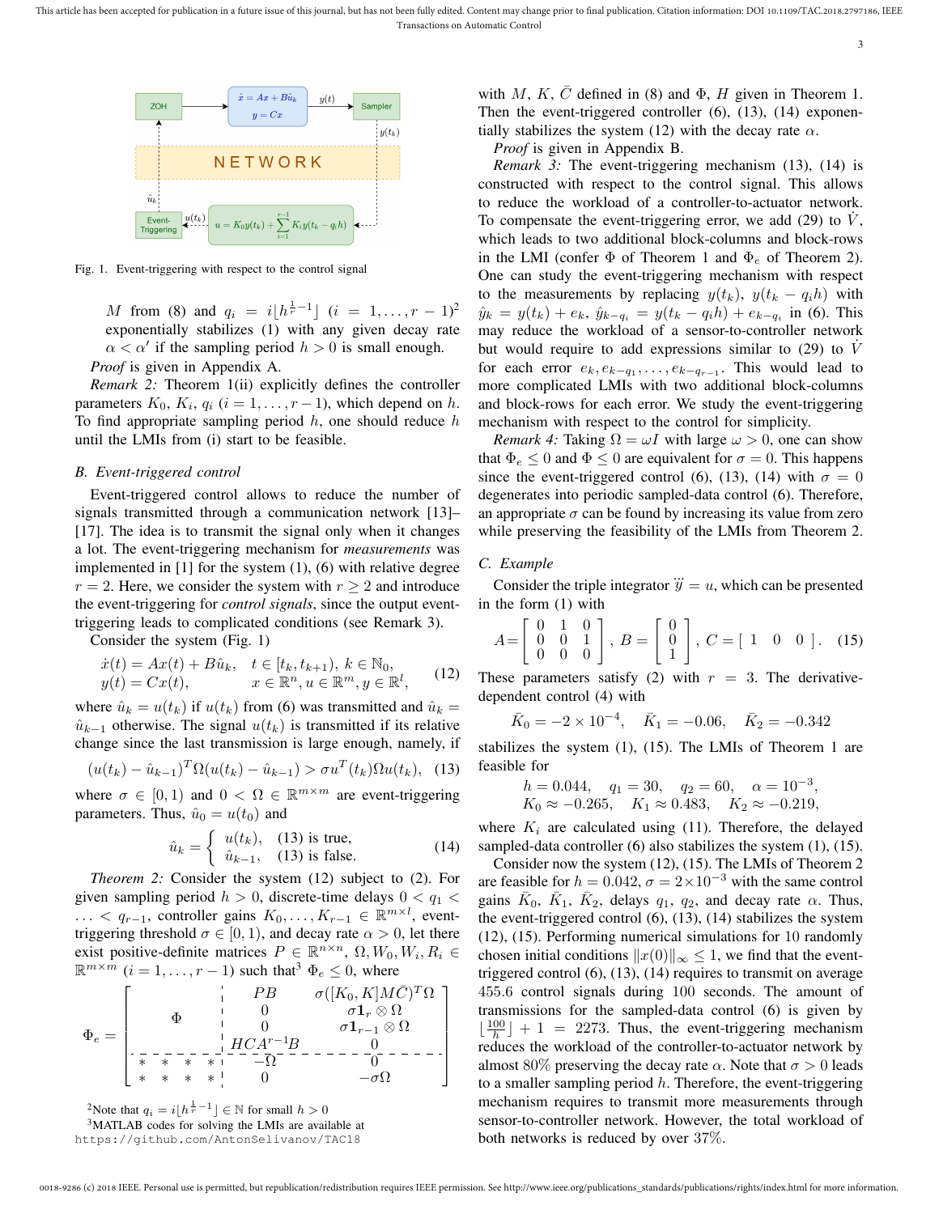Fig. 1. Event-triggering with respect to the control signal

$M$ from (8) and $q_i = i\lfloor h^{\frac{1}{r}-1}\rfloor$ $(i = 1,\ldots,r-1)$[2] exponentially stabilizes (1) with any given decay rate $\alpha < \alpha'$ if the sampling period $h > 0$ is small enough.

*Proof* is given in Appendix A.

*Remark 2:* Theorem 1(ii) explicitly defines the controller parameters $K_0$, $K_i$, $q_i$ $(i = 1,\ldots,r-1)$, which depend on $h$. To find appropriate sampling period $h$, one should reduce $h$ until the LMIs from (i) start to be feasible.

### B. Event-triggered control

Event-triggered control allows to reduce the number of signals transmitted through a communication network [13]–[17]. The idea is to transmit the signal only when it changes a lot. The event-triggering mechanism for *measurements* was implemented in [1] for the system (1), (6) with relative degree $r = 2$. Here, we consider the system with $r \geq 2$ and introduce the event-triggering for *control signals*, since the output event-triggering leads to complicated conditions (see Remark 3).

Consider the system (Fig. 1)

$$
\begin{aligned}
\dot{x}(t) &= Ax(t) + B\hat{u}_k, \quad t \in [t_k, t_{k+1}),\ k \in \mathbb{N}_0,\\
y(t) &= Cx(t), \qquad\qquad x \in \mathbb{R}^n, u \in \mathbb{R}^m, y \in \mathbb{R}^l,
\end{aligned}
\tag{12}
$$

where $\hat{u}_k = u(t_k)$ if $u(t_k)$ from (6) was transmitted and $\hat{u}_k = \hat{u}_{k-1}$ otherwise. The signal $u(t_k)$ is transmitted if its relative change since the last transmission is large enough, namely, if

$$
(u(t_k) - \hat{u}_{k-1})^T \Omega (u(t_k) - \hat{u}_{k-1}) > \sigma u^T(t_k)\Omega u(t_k), \tag{13}
$$

where $\sigma \in [0, 1)$ and $0 < \Omega \in \mathbb{R}^{m\times m}$ are event-triggering parameters. Thus, $\hat{u}_0 = u(t_0)$ and

$$
\hat{u}_k = \begin{cases} u(t_k), & (13) \text{ is true},\\ \hat{u}_{k-1}, & (13) \text{ is false}. \end{cases} \tag{14}
$$

*Theorem 2:* Consider the system (12) subject to (2). For given sampling period $h > 0$, discrete-time delays $0 < q_1 < \ldots < q_{r-1}$, controller gains $K_0,\ldots,K_{r-1} \in \mathbb{R}^{m\times l}$, event-triggering threshold $\sigma \in [0, 1)$, and decay rate $\alpha > 0$, let there exist positive-definite matrices $P \in \mathbb{R}^{n\times n}$, $\Omega, W_0, W_i, R_i \in \mathbb{R}^{m\times m}$ $(i = 1,\ldots,r-1)$ such that[3] $\Phi_e \leq 0$, where

$$
\Phi_e = \left[\begin{array}{cccc|cc}
 & & & & PB & \sigma([K_0, K]M\bar{C})^T\Omega\\
 & \Phi & & & 0 & \sigma\mathbf{1}_r \otimes \Omega\\
 & & & & 0 & \sigma\mathbf{1}_{r-1} \otimes \Omega\\
 & & & & HCA^{r-1}B & 0\\
\hline
* & * & * & * & -\Omega & 0\\
* & * & * & * & 0 & -\sigma\Omega
\end{array}\right]
$$

with $M$, $K$, $\bar{C}$ defined in (8) and $\Phi$, $H$ given in Theorem 1. Then the event-triggered controller (6), (13), (14) exponentially stabilizes the system (12) with the decay rate $\alpha$.

*Proof* is given in Appendix B.

*Remark 3:* The event-triggering mechanism (13), (14) is constructed with respect to the control signal. This allows to reduce the workload of a controller-to-actuator network. To compensate the event-triggering error, we add (29) to $\dot{V}$, which leads to two additional block-columns and block-rows in the LMI (confer $\Phi$ of Theorem 1 and $\Phi_e$ of Theorem 2). One can study the event-triggering mechanism with respect to the measurements by replacing $y(t_k)$, $y(t_k - q_i h)$ with $\hat{y}_k = y(t_k) + e_k$, $\hat{y}_{k-q_i} = y(t_k - q_i h) + e_{k-q_i}$ in (6). This may reduce the workload of a sensor-to-controller network but would require to add expressions similar to (29) to $\dot{V}$ for each error $e_k, e_{k-q_1},\ldots,e_{k-q_{r-1}}$. This would lead to more complicated LMIs with two additional block-columns and block-rows for each error. We study the event-triggering mechanism with respect to the control for simplicity.

*Remark 4:* Taking $\Omega = \omega I$ with large $\omega > 0$, one can show that $\Phi_e \leq 0$ and $\Phi \leq 0$ are equivalent for $\sigma = 0$. This happens since the event-triggered control (6), (13), (14) with $\sigma = 0$ degenerates into periodic sampled-data control (6). Therefore, an appropriate $\sigma$ can be found by increasing its value from zero while preserving the feasibility of the LMIs from Theorem 2.

### C. Example

Consider the triple integrator $\dddot{y} = u$, which can be presented in the form (1) with

$$
A = \begin{bmatrix} 0 & 1 & 0\\ 0 & 0 & 1\\ 0 & 0 & 0 \end{bmatrix},\quad B = \begin{bmatrix} 0\\ 0\\ 1 \end{bmatrix},\quad C = \begin{bmatrix} 1 & 0 & 0 \end{bmatrix}. \tag{15}
$$

These parameters satisfy (2) with $r = 3$. The derivative-dependent control (4) with

$$
\bar{K}_0 = -2\times 10^{-4},\quad \bar{K}_1 = -0.06,\quad \bar{K}_2 = -0.342
$$

stabilizes the system (1), (15). The LMIs of Theorem 1 are feasible for

$$
\begin{aligned}
&h = 0.044, \quad q_1 = 30, \quad q_2 = 60, \quad \alpha = 10^{-3},\\
&K_0 \approx -0.265, \quad K_1 \approx 0.483, \quad K_2 \approx -0.219,
\end{aligned}
$$

where $K_i$ are calculated using (11). Therefore, the delayed sampled-data controller (6) also stabilizes the system (1), (15).

Consider now the system (12), (15). The LMIs of Theorem 2 are feasible for $h = 0.042$, $\sigma = 2\times 10^{-3}$ with the same control gains $\bar{K}_0$, $\bar{K}_1$, $\bar{K}_2$, delays $q_1$, $q_2$, and decay rate $\alpha$. Thus, the event-triggered control (6), (13), (14) stabilizes the system (12), (15). Performing numerical simulations for 10 randomly chosen initial conditions $\|x(0)\|_\infty \leq 1$, we find that the event-triggered control (6), (13), (14) requires to transmit on average 455.6 control signals during 100 seconds. The amount of transmissions for the sampled-data control (6) is given by $\lfloor \frac{100}{h} \rfloor + 1 = 2273$. Thus, the event-triggering mechanism reduces the workload of the controller-to-actuator network by almost 80% preserving the decay rate $\alpha$. Note that $\sigma > 0$ leads to a smaller sampling period $h$. Therefore, the event-triggering mechanism requires to transmit more measurements through sensor-to-controller network. However, the total workload of both networks is reduced by over 37%.

[2] Note that $q_i = i\lfloor h^{\frac{1}{r}-1}\rfloor \in \mathbb{N}$ for small $h > 0$

[3] MATLAB codes for solving the LMIs are available at https://github.com/AntonSelivanov/TAC18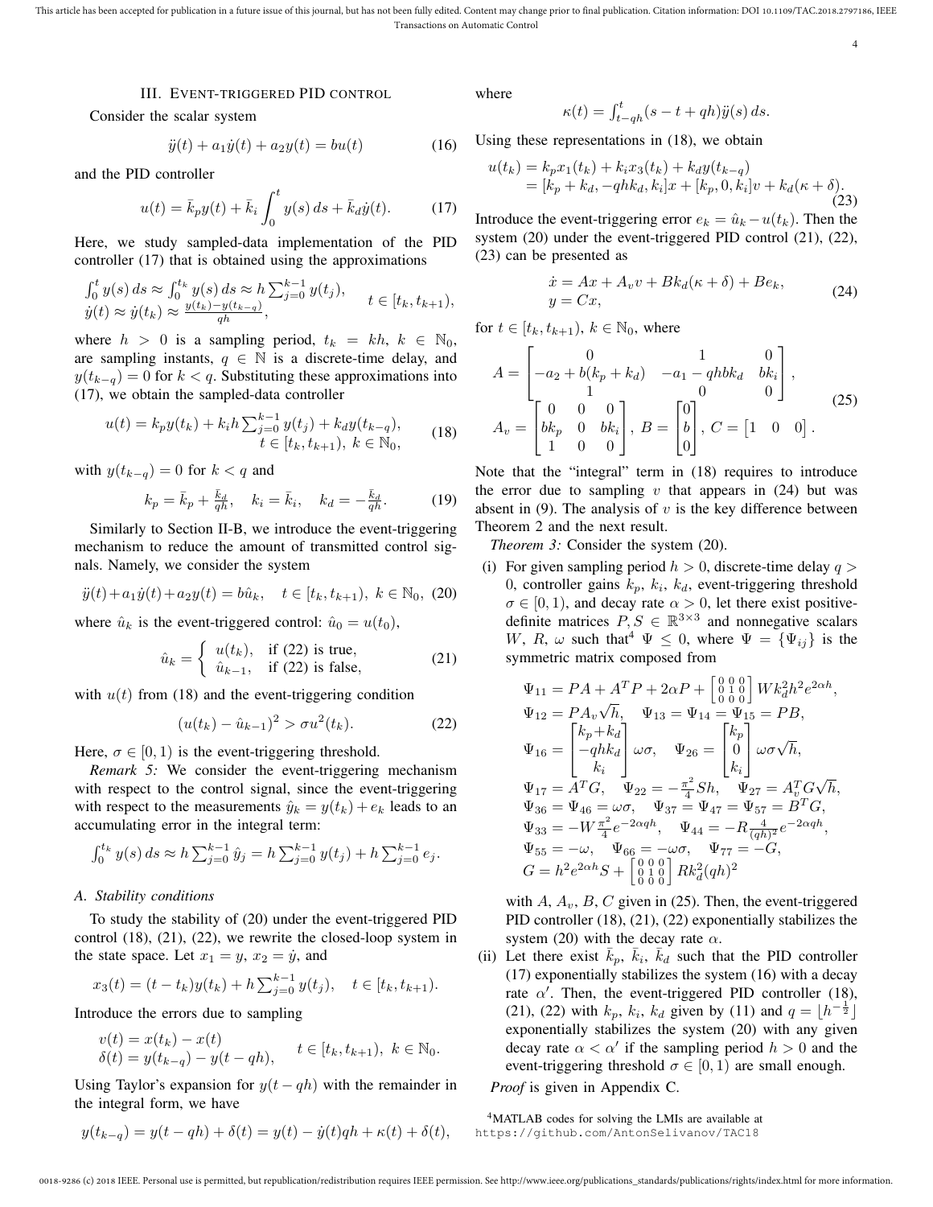## III. Event-triggered PID control

Consider the scalar system

$$\ddot{y}(t) + a_1\dot{y}(t) + a_2 y(t) = bu(t) \tag{16}$$

and the PID controller

$$u(t) = \bar{k}_p y(t) + \bar{k}_i \int_0^t y(s)\,ds + \bar{k}_d \dot{y}(t). \tag{17}$$

Here, we study sampled-data implementation of the PID controller (17) that is obtained using the approximations

$$\begin{aligned} &\textstyle\int_0^t y(s)\,ds \approx \int_0^{t_k} y(s)\,ds \approx h\sum_{j=0}^{k-1} y(t_j), \\ &\dot{y}(t) \approx \dot{y}(t_k) \approx \frac{y(t_k)-y(t_{k-q})}{qh}, \end{aligned} \qquad t \in [t_k, t_{k+1}),$$

where $h > 0$ is a sampling period, $t_k = kh$, $k \in \mathbb{N}_0$, are sampling instants, $q \in \mathbb{N}$ is a discrete-time delay, and $y(t_{k-q}) = 0$ for $k < q$. Substituting these approximations into (17), we obtain the sampled-data controller

$$\begin{aligned} u(t) = k_p y(t_k) + k_i h \textstyle\sum_{j=0}^{k-1} y(t_j) + k_d y(t_{k-q}), \\ t \in [t_k, t_{k+1}),\ k \in \mathbb{N}_0, \end{aligned} \tag{18}$$

with $y(t_{k-q}) = 0$ for $k < q$ and

$$k_p = \bar{k}_p + \tfrac{\bar{k}_d}{qh}, \quad k_i = \bar{k}_i, \quad k_d = -\tfrac{\bar{k}_d}{qh}. \tag{19}$$

Similarly to Section II-B, we introduce the event-triggering mechanism to reduce the amount of transmitted control signals. Namely, we consider the system

$$\ddot{y}(t) + a_1\dot{y}(t) + a_2 y(t) = b\hat{u}_k, \quad t \in [t_k, t_{k+1}),\ k \in \mathbb{N}_0, \tag{20}$$

where $\hat{u}_k$ is the event-triggered control: $\hat{u}_0 = u(t_0)$,

$$\hat{u}_k = \begin{cases} u(t_k), & \text{if (22) is true,} \\ \hat{u}_{k-1}, & \text{if (22) is false,} \end{cases} \tag{21}$$

with $u(t)$ from (18) and the event-triggering condition

$$(u(t_k) - \hat{u}_{k-1})^2 > \sigma u^2(t_k). \tag{22}$$

Here, $\sigma \in [0, 1)$ is the event-triggering threshold.

*Remark 5:* We consider the event-triggering mechanism with respect to the control signal, since the event-triggering with respect to the measurements $\hat{y}_k = y(t_k) + e_k$ leads to an accumulating error in the integral term:

$$\textstyle\int_0^{t_k} y(s)\,ds \approx h\sum_{j=0}^{k-1} \hat{y}_j = h\sum_{j=0}^{k-1} y(t_j) + h\sum_{j=0}^{k-1} e_j.$$

### A. Stability conditions

To study the stability of (20) under the event-triggered PID control (18), (21), (22), we rewrite the closed-loop system in the state space. Let $x_1 = y$, $x_2 = \dot{y}$, and

$$x_3(t) = (t - t_k)y(t_k) + h\textstyle\sum_{j=0}^{k-1} y(t_j), \quad t \in [t_k, t_{k+1}).$$

Introduce the errors due to sampling

$$\begin{aligned} v(t) &= x(t_k) - x(t) \\ \delta(t) &= y(t_{k-q}) - y(t - qh), \end{aligned} \qquad t \in [t_k, t_{k+1}),\ k \in \mathbb{N}_0.$$

Using Taylor's expansion for $y(t - qh)$ with the remainder in the integral form, we have

$$y(t_{k-q}) = y(t-qh) + \delta(t) = y(t) - \dot{y}(t)qh + \kappa(t) + \delta(t),$$

where

$$\kappa(t) = \textstyle\int_{t-qh}^{t} (s - t + qh)\ddot{y}(s)\,ds.$$

Using these representations in (18), we obtain

$$\begin{aligned} u(t_k) &= k_p x_1(t_k) + k_i x_3(t_k) + k_d y(t_{k-q}) \\ &= [k_p + k_d, -qhk_d, k_i]x + [k_p, 0, k_i]v + k_d(\kappa + \delta). \end{aligned} \tag{23}$$

Introduce the event-triggering error $e_k = \hat{u}_k - u(t_k)$. Then the system (20) under the event-triggered PID control (21), (22), (23) can be presented as

$$\begin{aligned} \dot{x} &= Ax + A_v v + Bk_d(\kappa + \delta) + Be_k, \\ y &= Cx, \end{aligned} \tag{24}$$

for $t \in [t_k, t_{k+1})$, $k \in \mathbb{N}_0$, where

$$\begin{aligned} A &= \begin{bmatrix} 0 & 1 & 0 \\ -a_2 + b(k_p + k_d) & -a_1 - qhbk_d & bk_i \\ 1 & 0 & 0 \end{bmatrix}, \\ A_v &= \begin{bmatrix} 0 & 0 & 0 \\ bk_p & 0 & bk_i \\ 1 & 0 & 0 \end{bmatrix},\ B = \begin{bmatrix} 0 \\ b \\ 0 \end{bmatrix},\ C = \begin{bmatrix} 1 & 0 & 0 \end{bmatrix}. \end{aligned} \tag{25}$$

Note that the "integral" term in (18) requires to introduce the error due to sampling $v$ that appears in (24) but was absent in (9). The analysis of $v$ is the key difference between Theorem 2 and the next result.

*Theorem 3:* Consider the system (20).

(i) For given sampling period $h > 0$, discrete-time delay $q > 0$, controller gains $k_p$, $k_i$, $k_d$, event-triggering threshold $\sigma \in [0, 1)$, and decay rate $\alpha > 0$, let there exist positive-definite matrices $P, S \in \mathbb{R}^{3\times 3}$ and nonnegative scalars $W$, $R$, $\omega$ such that[4] $\Psi \le 0$, where $\Psi = \{\Psi_{ij}\}$ is the symmetric matrix composed from

$$\begin{aligned} &\Psi_{11} = PA + A^T P + 2\alpha P + \left[\begin{smallmatrix} 0&0&0\\0&1&0\\0&0&0 \end{smallmatrix}\right] W k_d^2 h^2 e^{2\alpha h}, \\ &\Psi_{12} = PA_v\sqrt{h}, \quad \Psi_{13} = \Psi_{14} = \Psi_{15} = PB, \\ &\Psi_{16} = \begin{bmatrix} k_p + k_d \\ -qhk_d \\ k_i \end{bmatrix} \omega\sigma, \quad \Psi_{26} = \begin{bmatrix} k_p \\ 0 \\ k_i \end{bmatrix} \omega\sigma\sqrt{h}, \\ &\Psi_{17} = A^T G, \quad \Psi_{22} = -\tfrac{\pi^2}{4} Sh, \quad \Psi_{27} = A_v^T G\sqrt{h}, \\ &\Psi_{36} = \Psi_{46} = \omega\sigma, \quad \Psi_{37} = \Psi_{47} = \Psi_{57} = B^T G, \\ &\Psi_{33} = -W\tfrac{\pi^2}{4} e^{-2\alpha qh}, \quad \Psi_{44} = -R\tfrac{4}{(qh)^2} e^{-2\alpha qh}, \\ &\Psi_{55} = -\omega, \quad \Psi_{66} = -\omega\sigma, \quad \Psi_{77} = -G, \\ &G = h^2 e^{2\alpha h} S + \left[\begin{smallmatrix} 0&0&0\\0&1&0\\0&0&0 \end{smallmatrix}\right] R k_d^2 (qh)^2 \end{aligned}$$

with $A$, $A_v$, $B$, $C$ given in (25). Then, the event-triggered PID controller (18), (21), (22) exponentially stabilizes the system (20) with the decay rate $\alpha$.

(ii) Let there exist $\bar{k}_p$, $\bar{k}_i$, $\bar{k}_d$ such that the PID controller (17) exponentially stabilizes the system (16) with a decay rate $\alpha'$. Then, the event-triggered PID controller (18), (21), (22) with $k_p$, $k_i$, $k_d$ given by (11) and $q = \lfloor h^{-\frac{1}{2}} \rfloor$ exponentially stabilizes the system (20) with any given decay rate $\alpha < \alpha'$ if the sampling period $h > 0$ and the event-triggering threshold $\sigma \in [0, 1)$ are small enough.

*Proof* is given in Appendix C.

[4] MATLAB codes for solving the LMIs are available at https://github.com/AntonSelivanov/TAC18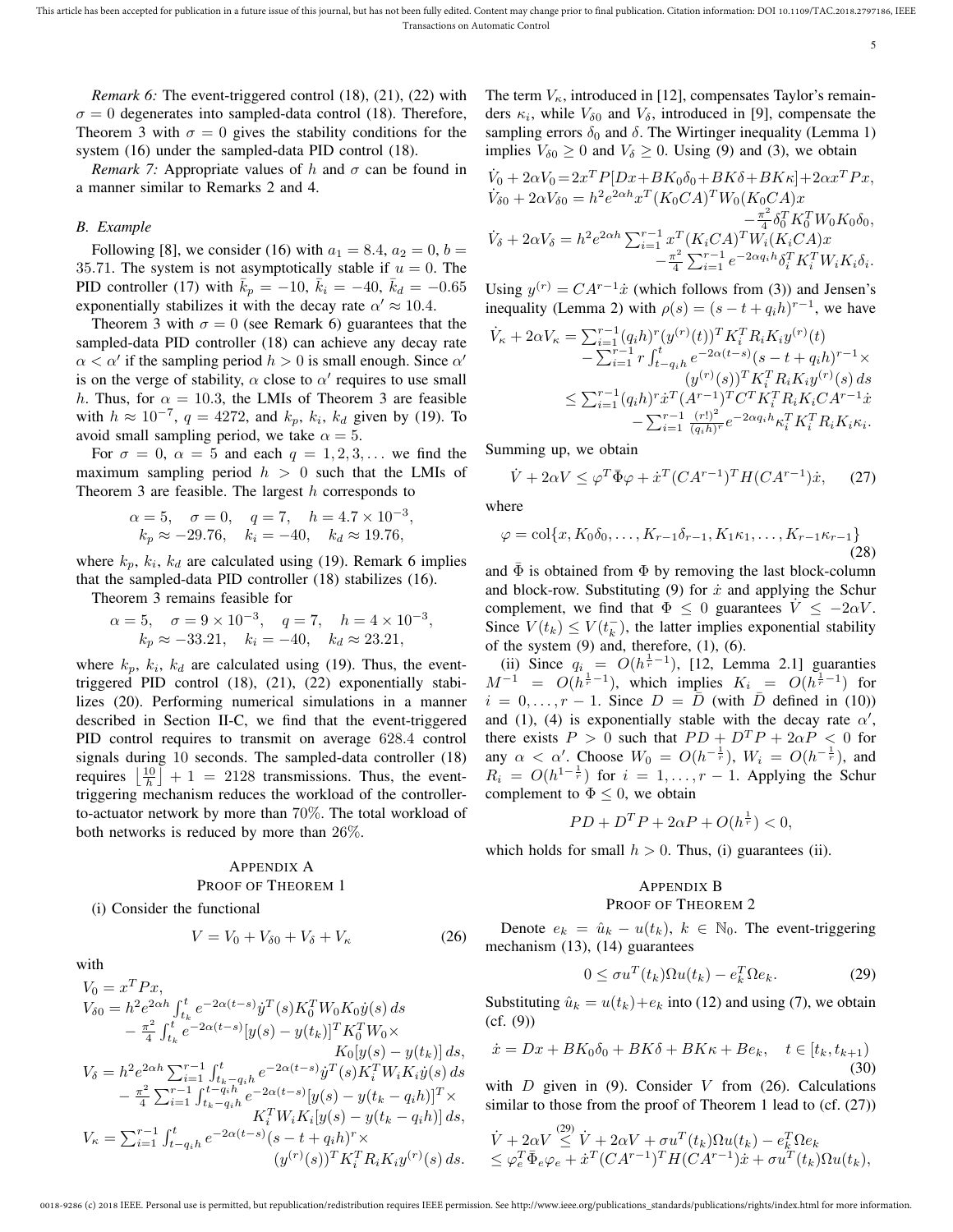*Remark 6:* The event-triggered control (18), (21), (22) with $\sigma = 0$ degenerates into sampled-data control (18). Therefore, Theorem 3 with $\sigma = 0$ gives the stability conditions for the system (16) under the sampled-data PID control (18).

*Remark 7:* Appropriate values of $h$ and $\sigma$ can be found in a manner similar to Remarks 2 and 4.

### B. Example

Following [8], we consider (16) with $a_1 = 8.4$, $a_2 = 0$, $b = 35.71$. The system is not asymptotically stable if $u = 0$. The PID controller (17) with $\bar{k}_p = -10$, $\bar{k}_i = -40$, $\bar{k}_d = -0.65$ exponentially stabilizes it with the decay rate $\alpha' \approx 10.4$.

Theorem 3 with $\sigma = 0$ (see Remark 6) guarantees that the sampled-data PID controller (18) can achieve any decay rate $\alpha < \alpha'$ if the sampling period $h > 0$ is small enough. Since $\alpha'$ is on the verge of stability, $\alpha$ close to $\alpha'$ requires to use small $h$. Thus, for $\alpha = 10.3$, the LMIs of Theorem 3 are feasible with $h \approx 10^{-7}$, $q = 4272$, and $k_p$, $k_i$, $k_d$ given by (19). To avoid small sampling period, we take $\alpha = 5$.

For $\sigma = 0$, $\alpha = 5$ and each $q = 1, 2, 3, \dots$ we find the maximum sampling period $h > 0$ such that the LMIs of Theorem 3 are feasible. The largest $h$ corresponds to

$$\alpha = 5, \quad \sigma = 0, \quad q = 7, \quad h = 4.7 \times 10^{-3},$$
$$k_p \approx -29.76, \quad k_i = -40, \quad k_d \approx 19.76,$$

where $k_p$, $k_i$, $k_d$ are calculated using (19). Remark 6 implies that the sampled-data PID controller (18) stabilizes (16).

Theorem 3 remains feasible for

$$\alpha = 5, \quad \sigma = 9 \times 10^{-3}, \quad q = 7, \quad h = 4 \times 10^{-3},$$
$$k_p \approx -33.21, \quad k_i = -40, \quad k_d \approx 23.21,$$

where $k_p$, $k_i$, $k_d$ are calculated using (19). Thus, the event-triggered PID control (18), (21), (22) exponentially stabilizes (20). Performing numerical simulations in a manner described in Section II-C, we find that the event-triggered PID control requires to transmit on average 628.4 control signals during 10 seconds. The sampled-data controller (18) requires $\left\lfloor \frac{10}{h} \right\rfloor + 1 = 2128$ transmissions. Thus, the event-triggering mechanism reduces the workload of the controller-to-actuator network by more than 70%. The total workload of both networks is reduced by more than 26%.

## Appendix A
## Proof of Theorem 1

(i) Consider the functional

$$V = V_0 + V_{\delta 0} + V_\delta + V_\kappa \tag{26}$$

with

$$\begin{aligned}
V_0 &= x^T P x,\\
V_{\delta 0} &= h^2 e^{2\alpha h} \int_{t_k}^{t} e^{-2\alpha(t-s)} \dot{y}^T(s) K_0^T W_0 K_0 \dot{y}(s)\, ds\\
&\quad - \tfrac{\pi^2}{4} \int_{t_k}^{t} e^{-2\alpha(t-s)} [y(s) - y(t_k)]^T K_0^T W_0 \times\\
&\qquad\qquad K_0 [y(s) - y(t_k)]\, ds,\\
V_\delta &= h^2 e^{2\alpha h} \sum_{i=1}^{r-1} \int_{t_k - q_i h}^{t} e^{-2\alpha(t-s)} \dot{y}^T(s) K_i^T W_i K_i \dot{y}(s)\, ds\\
&\quad - \tfrac{\pi^2}{4} \sum_{i=1}^{r-1} \int_{t_k - q_i h}^{t - q_i h} e^{-2\alpha(t-s)} [y(s) - y(t_k - q_i h)]^T \times\\
&\qquad\qquad K_i^T W_i K_i [y(s) - y(t_k - q_i h)]\, ds,\\
V_\kappa &= \sum_{i=1}^{r-1} \int_{t - q_i h}^{t} e^{-2\alpha(t-s)} (s - t + q_i h)^r \times\\
&\qquad\qquad (y^{(r)}(s))^T K_i^T R_i K_i y^{(r)}(s)\, ds.
\end{aligned}$$

The term $V_\kappa$, introduced in [12], compensates Taylor's remainders $\kappa_i$, while $V_{\delta 0}$ and $V_\delta$, introduced in [9], compensate the sampling errors $\delta_0$ and $\delta$. The Wirtinger inequality (Lemma 1) implies $V_{\delta 0} \ge 0$ and $V_\delta \ge 0$. Using (9) and (3), we obtain

$$\begin{aligned}
\dot{V}_0 + 2\alpha V_0 &= 2x^T P [Dx + BK_0\delta_0 + BK\delta + BK\kappa] + 2\alpha x^T P x,\\
\dot{V}_{\delta 0} + 2\alpha V_{\delta 0} &= h^2 e^{2\alpha h} x^T (K_0 CA)^T W_0 (K_0 CA) x\\
&\quad - \tfrac{\pi^2}{4} \delta_0^T K_0^T W_0 K_0 \delta_0,\\
\dot{V}_\delta + 2\alpha V_\delta &= h^2 e^{2\alpha h} \textstyle\sum_{i=1}^{r-1} x^T (K_i CA)^T W_i (K_i CA) x\\
&\quad - \tfrac{\pi^2}{4} \textstyle\sum_{i=1}^{r-1} e^{-2\alpha q_i h} \delta_i^T K_i^T W_i K_i \delta_i.
\end{aligned}$$

Using $y^{(r)} = CA^{r-1}\dot{x}$ (which follows from (3)) and Jensen's inequality (Lemma 2) with $\rho(s) = (s - t + q_i h)^{r-1}$, we have

$$\begin{aligned}
\dot{V}_\kappa + 2\alpha V_\kappa &= \textstyle\sum_{i=1}^{r-1} (q_i h)^r (y^{(r)}(t))^T K_i^T R_i K_i y^{(r)}(t)\\
&\quad - \textstyle\sum_{i=1}^{r-1} r \int_{t - q_i h}^{t} e^{-2\alpha(t-s)} (s - t + q_i h)^{r-1} \times\\
&\qquad\qquad (y^{(r)}(s))^T K_i^T R_i K_i y^{(r)}(s)\, ds\\
&\le \textstyle\sum_{i=1}^{r-1} (q_i h)^r \dot{x}^T (A^{r-1})^T C^T K_i^T R_i K_i C A^{r-1} \dot{x}\\
&\quad - \textstyle\sum_{i=1}^{r-1} \frac{(r!)^2}{(q_i h)^r} e^{-2\alpha q_i h} \kappa_i^T K_i^T R_i K_i \kappa_i.
\end{aligned}$$

Summing up, we obtain

$$\dot{V} + 2\alpha V \le \varphi^T \bar{\Phi} \varphi + \dot{x}^T (CA^{r-1})^T H (CA^{r-1}) \dot{x}, \tag{27}$$

where

$$\varphi = \mathrm{col}\{x, K_0\delta_0, \dots, K_{r-1}\delta_{r-1}, K_1\kappa_1, \dots, K_{r-1}\kappa_{r-1}\} \tag{28}$$

and $\bar{\Phi}$ is obtained from $\Phi$ by removing the last block-column and block-row. Substituting (9) for $\dot{x}$ and applying the Schur complement, we find that $\Phi \le 0$ guarantees $\dot{V} \le -2\alpha V$. Since $V(t_k) \le V(t_k^-)$, the latter implies exponential stability of the system (9) and, therefore, (1), (6).

(ii) Since $q_i = O(h^{\frac{1}{r}-1})$, [12, Lemma 2.1] guaranties $M^{-1} = O(h^{\frac{1}{r}-1})$, which implies $K_i = O(h^{\frac{1}{r}-1})$ for $i = 0, \dots, r-1$. Since $D = \bar{D}$ (with $\bar{D}$ defined in (10)) and (1), (4) is exponentially stable with the decay rate $\alpha'$, there exists $P > 0$ such that $PD + D^T P + 2\alpha P < 0$ for any $\alpha < \alpha'$. Choose $W_0 = O(h^{-\frac{1}{r}})$, $W_i = O(h^{-\frac{1}{r}})$, and $R_i = O(h^{1-\frac{1}{r}})$ for $i = 1, \dots, r-1$. Applying the Schur complement to $\Phi \le 0$, we obtain

$$PD + D^T P + 2\alpha P + O(h^{\frac{1}{r}}) < 0,$$

which holds for small $h > 0$. Thus, (i) guarantees (ii).

## Appendix B
## Proof of Theorem 2

Denote $e_k = \hat{u}_k - u(t_k)$, $k \in \mathbb{N}_0$. The event-triggering mechanism (13), (14) guarantees

$$0 \le \sigma u^T(t_k) \Omega u(t_k) - e_k^T \Omega e_k. \tag{29}$$

Substituting $\hat{u}_k = u(t_k) + e_k$ into (12) and using (7), we obtain (cf. (9))

$$\dot{x} = Dx + BK_0\delta_0 + BK\delta + BK\kappa + Be_k, \quad t \in [t_k, t_{k+1}) \tag{30}$$

with $D$ given in (9). Consider $V$ from (26). Calculations similar to those from the proof of Theorem 1 lead to (cf. (27))

$$\begin{aligned}
\dot{V} + 2\alpha V &\overset{(29)}{\le} \dot{V} + 2\alpha V + \sigma u^T(t_k) \Omega u(t_k) - e_k^T \Omega e_k\\
&\le \varphi_e^T \bar{\Phi}_e \varphi_e + \dot{x}^T (CA^{r-1})^T H (CA^{r-1}) \dot{x} + \sigma u^T(t_k) \Omega u(t_k),
\end{aligned}$$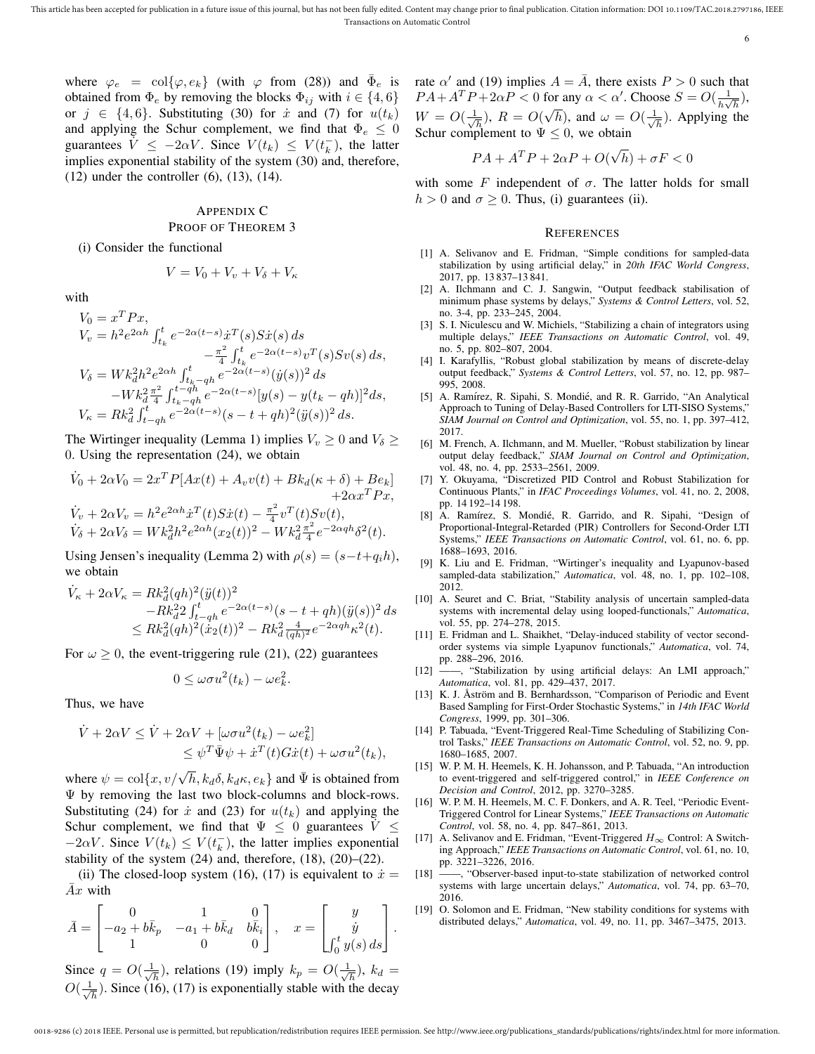where $\varphi_e = \text{col}\{\varphi, e_k\}$ (with $\varphi$ from (28)) and $\bar{\Phi}_e$ is obtained from $\Phi_e$ by removing the blocks $\Phi_{ij}$ with $i \in \{4,6\}$ or $j \in \{4,6\}$. Substituting (30) for $\dot{x}$ and (7) for $u(t_k)$ and applying the Schur complement, we find that $\Phi_e \le 0$ guarantees $\dot{V} \le -2\alpha V$. Since $V(t_k) \le V(t_k^-)$, the latter implies exponential stability of the system (30) and, therefore, (12) under the controller (6), (13), (14).

## Appendix C
## Proof of Theorem 3

(i) Consider the functional

$$V = V_0 + V_v + V_\delta + V_\kappa$$

with

$$\begin{aligned}
V_0 &= x^T P x,\\
V_v &= h^2 e^{2\alpha h}\int_{t_k}^t e^{-2\alpha(t-s)}\dot{x}^T(s)S\dot{x}(s)\,ds\\
&\quad -\tfrac{\pi^2}{4}\int_{t_k}^t e^{-2\alpha(t-s)}v^T(s)Sv(s)\,ds,\\
V_\delta &= Wk_d^2 h^2 e^{2\alpha h}\int_{t_k-qh}^t e^{-2\alpha(t-s)}(\dot{y}(s))^2\,ds\\
&\quad -Wk_d^2\tfrac{\pi^2}{4}\int_{t_k-qh}^{t-qh} e^{-2\alpha(t-s)}[y(s)-y(t_k-qh)]^2 ds,\\
V_\kappa &= Rk_d^2\int_{t-qh}^t e^{-2\alpha(t-s)}(s-t+qh)^2(\ddot{y}(s))^2\,ds.
\end{aligned}$$

The Wirtinger inequality (Lemma 1) implies $V_v \ge 0$ and $V_\delta \ge 0$. Using the representation (24), we obtain

$$\begin{aligned}
\dot{V}_0 + 2\alpha V_0 &= 2x^T P[Ax(t) + A_v v(t) + Bk_d(\kappa+\delta) + Be_k]\\
&\quad +2\alpha x^T P x,\\
\dot{V}_v + 2\alpha V_v &= h^2 e^{2\alpha h}\dot{x}^T(t)S\dot{x}(t) - \tfrac{\pi^2}{4}v^T(t)Sv(t),\\
\dot{V}_\delta + 2\alpha V_\delta &= Wk_d^2 h^2 e^{2\alpha h}(x_2(t))^2 - Wk_d^2\tfrac{\pi^2}{4}e^{-2\alpha qh}\delta^2(t).
\end{aligned}$$

Using Jensen's inequality (Lemma 2) with $\rho(s) = (s-t+q_i h)$, we obtain

$$\begin{aligned}
\dot{V}_\kappa + 2\alpha V_\kappa &= Rk_d^2(qh)^2(\ddot{y}(t))^2\\
&\quad -Rk_d^2 2\int_{t-qh}^t e^{-2\alpha(t-s)}(s-t+qh)(\ddot{y}(s))^2\,ds\\
&\le Rk_d^2(qh)^2(\dot{x}_2(t))^2 - Rk_d^2\tfrac{4}{(qh)^2}e^{-2\alpha qh}\kappa^2(t).
\end{aligned}$$

For $\omega \ge 0$, the event-triggering rule (21), (22) guarantees

$$0 \le \omega\sigma u^2(t_k) - \omega e_k^2.$$

Thus, we have

$$\begin{aligned}
\dot{V} + 2\alpha V &\le \dot{V} + 2\alpha V + [\omega\sigma u^2(t_k) - \omega e_k^2]\\
&\le \psi^T\bar{\Psi}\psi + \dot{x}^T(t)G\dot{x}(t) + \omega\sigma u^2(t_k),
\end{aligned}$$

where $\psi = \text{col}\{x, v/\sqrt{h}, k_d\delta, k_d\kappa, e_k\}$ and $\bar{\Psi}$ is obtained from $\Psi$ by removing the last two block-columns and block-rows. Substituting (24) for $\dot{x}$ and (23) for $u(t_k)$ and applying the Schur complement, we find that $\Psi \le 0$ guarantees $\dot{V} \le -2\alpha V$. Since $V(t_k) \le V(t_k^-)$, the latter implies exponential stability of the system (24) and, therefore, (18), (20)–(22).

(ii) The closed-loop system (16), (17) is equivalent to $\dot{x} = \bar{A}x$ with

$$\bar{A} = \begin{bmatrix} 0 & 1 & 0\\ -a_2 + b\bar{k}_p & -a_1 + b\bar{k}_d & b\bar{k}_i\\ 1 & 0 & 0\end{bmatrix}, \quad x = \begin{bmatrix} y\\ \dot{y}\\ \int_0^t y(s)\,ds\end{bmatrix}.$$

Since $q = O(\frac{1}{\sqrt{h}})$, relations (19) imply $k_p = O(\frac{1}{\sqrt{h}})$, $k_d = O(\frac{1}{\sqrt{h}})$. Since (16), (17) is exponentially stable with the decay rate $\alpha'$ and (19) implies $A = \bar{A}$, there exists $P > 0$ such that $PA + A^T P + 2\alpha P < 0$ for any $\alpha < \alpha'$. Choose $S = O(\frac{1}{h\sqrt{h}})$, $W = O(\frac{1}{\sqrt{h}})$, $R = O(\sqrt{h})$, and $\omega = O(\frac{1}{\sqrt{h}})$. Applying the Schur complement to $\Psi \le 0$, we obtain

$$PA + A^T P + 2\alpha P + O(\sqrt{h}) + \sigma F < 0$$

with some $F$ independent of $\sigma$. The latter holds for small $h > 0$ and $\sigma \ge 0$. Thus, (i) guarantees (ii).

## References

[1] A. Selivanov and E. Fridman, "Simple conditions for sampled-data stabilization by using artificial delay," in *20th IFAC World Congress*, 2017, pp. 13 837–13 841.

[2] A. Ilchmann and C. J. Sangwin, "Output feedback stabilisation of minimum phase systems by delays," *Systems & Control Letters*, vol. 52, no. 3-4, pp. 233–245, 2004.

[3] S. I. Niculescu and W. Michiels, "Stabilizing a chain of integrators using multiple delays," *IEEE Transactions on Automatic Control*, vol. 49, no. 5, pp. 802–807, 2004.

[4] I. Karafyllis, "Robust global stabilization by means of discrete-delay output feedback," *Systems & Control Letters*, vol. 57, no. 12, pp. 987–995, 2008.

[5] A. Ramírez, R. Sipahi, S. Mondié, and R. R. Garrido, "An Analytical Approach to Tuning of Delay-Based Controllers for LTI-SISO Systems," *SIAM Journal on Control and Optimization*, vol. 55, no. 1, pp. 397–412, 2017.

[6] M. French, A. Ilchmann, and M. Mueller, "Robust stabilization by linear output delay feedback," *SIAM Journal on Control and Optimization*, vol. 48, no. 4, pp. 2533–2561, 2009.

[7] Y. Okuyama, "Discretized PID Control and Robust Stabilization for Continuous Plants," in *IFAC Proceedings Volumes*, vol. 41, no. 2, 2008, pp. 14 192–14 198.

[8] A. Ramírez, S. Mondié, R. Garrido, and R. Sipahi, "Design of Proportional-Integral-Retarded (PIR) Controllers for Second-Order LTI Systems," *IEEE Transactions on Automatic Control*, vol. 61, no. 6, pp. 1688–1693, 2016.

[9] K. Liu and E. Fridman, "Wirtinger's inequality and Lyapunov-based sampled-data stabilization," *Automatica*, vol. 48, no. 1, pp. 102–108, 2012.

[10] A. Seuret and C. Briat, "Stability analysis of uncertain sampled-data systems with incremental delay using looped-functionals," *Automatica*, vol. 55, pp. 274–278, 2015.

[11] E. Fridman and L. Shaikhet, "Delay-induced stability of vector second-order systems via simple Lyapunov functionals," *Automatica*, vol. 74, pp. 288–296, 2016.

[12] ——, "Stabilization by using artificial delays: An LMI approach," *Automatica*, vol. 81, pp. 429–437, 2017.

[13] K. J. Åström and B. Bernhardsson, "Comparison of Periodic and Event Based Sampling for First-Order Stochastic Systems," in *14th IFAC World Congress*, 1999, pp. 301–306.

[14] P. Tabuada, "Event-Triggered Real-Time Scheduling of Stabilizing Control Tasks," *IEEE Transactions on Automatic Control*, vol. 52, no. 9, pp. 1680–1685, 2007.

[15] W. P. M. H. Heemels, K. H. Johansson, and P. Tabuada, "An introduction to event-triggered and self-triggered control," in *IEEE Conference on Decision and Control*, 2012, pp. 3270–3285.

[16] W. P. M. H. Heemels, M. C. F. Donkers, and A. R. Teel, "Periodic Event-Triggered Control for Linear Systems," *IEEE Transactions on Automatic Control*, vol. 58, no. 4, pp. 847–861, 2013.

[17] A. Selivanov and E. Fridman, "Event-Triggered $H_\infty$ Control: A Switching Approach," *IEEE Transactions on Automatic Control*, vol. 61, no. 10, pp. 3221–3226, 2016.

[18] ——, "Observer-based input-to-state stabilization of networked control systems with large uncertain delays," *Automatica*, vol. 74, pp. 63–70, 2016.

[19] O. Solomon and E. Fridman, "New stability conditions for systems with distributed delays," *Automatica*, vol. 49, no. 11, pp. 3467–3475, 2013.